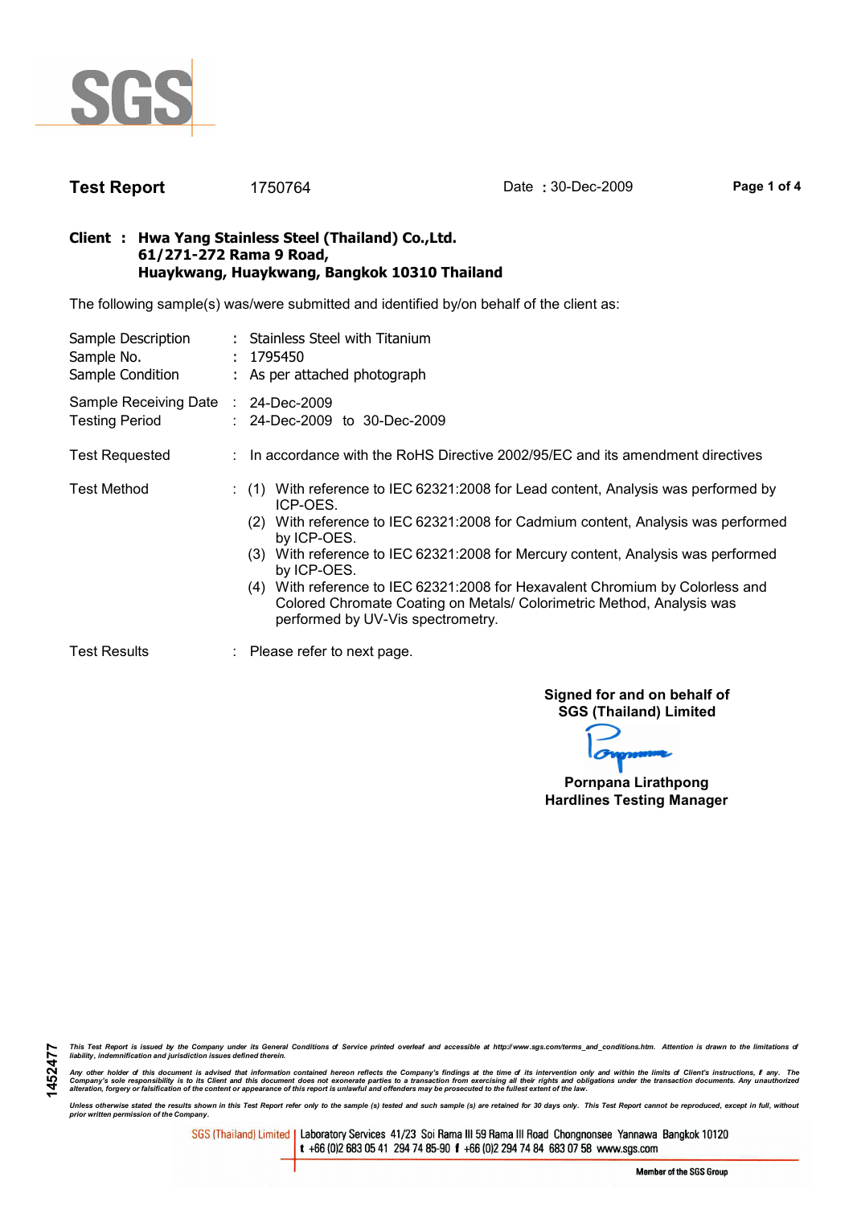SGS

**Test Report** 1750764 Date : 30-Dec-2009

**Client : Hwa Yang Stainless Steel (Thailand) Co.,Ltd.**
**61/271-272 Rama 9 Road,**
**Huaykwang, Huaykwang, Bangkok 10310 Thailand**

The following sample(s) was/were submitted and identified by/on behalf of the client as:

Sample Description : Stainless Steel with Titanium
Sample No. : 1795450
Sample Condition : As per attached photograph

Sample Receiving Date : 24-Dec-2009
Testing Period : 24-Dec-2009 to 30-Dec-2009

Test Requested : In accordance with the RoHS Directive 2002/95/EC and its amendment directives

Test Method :
(1) With reference to IEC 62321:2008 for Lead content, Analysis was performed by ICP-OES.
(2) With reference to IEC 62321:2008 for Cadmium content, Analysis was performed by ICP-OES.
(3) With reference to IEC 62321:2008 for Mercury content, Analysis was performed by ICP-OES.
(4) With reference to IEC 62321:2008 for Hexavalent Chromium by Colorless and Colored Chromate Coating on Metals/ Colorimetric Method, Analysis was performed by UV-Vis spectrometry.

Test Results : Please refer to next page.

**Signed for and on behalf of**
**SGS (Thailand) Limited**

**Pornpana Lirathpong**
**Hardlines Testing Manager**

1452477

*This Test Report is issued by the Company under its General Conditions of Service printed overleaf and accessible at http://www.sgs.com/terms_and_conditions.htm. Attention is drawn to the limitations of liability, indemnification and jurisdiction issues defined therein.*

*Any other holder of this document is advised that information contained hereon reflects the Company's findings at the time of its intervention only and within the limits of Client's instructions, if any. The Company's sole responsibility is to its Client and this document does not exonerate parties to a transaction from exercising all their rights and obligations under the transaction documents. Any unauthorized alteration, forgery or falsification of the content or appearance of this report is unlawful and offenders may be prosecuted to the fullest extent of the law.*

*Unless otherwise stated the results shown in this Test Report refer only to the sample (s) tested and such sample(s) are retained for 30 days only. This Test Report cannot be reproduced, except in full, without prior written permission of the Company.*

SGS (Thailand) Limited | Laboratory Services 41/23 Soi Rama III 59 Rama III Road Chongnonsee Yannawa Bangkok 10120
t +66 (0)2 683 05 41 294 74 85-90 f +66 (0)2 294 74 84 683 07 58 www.sgs.com

Member of the SGS Group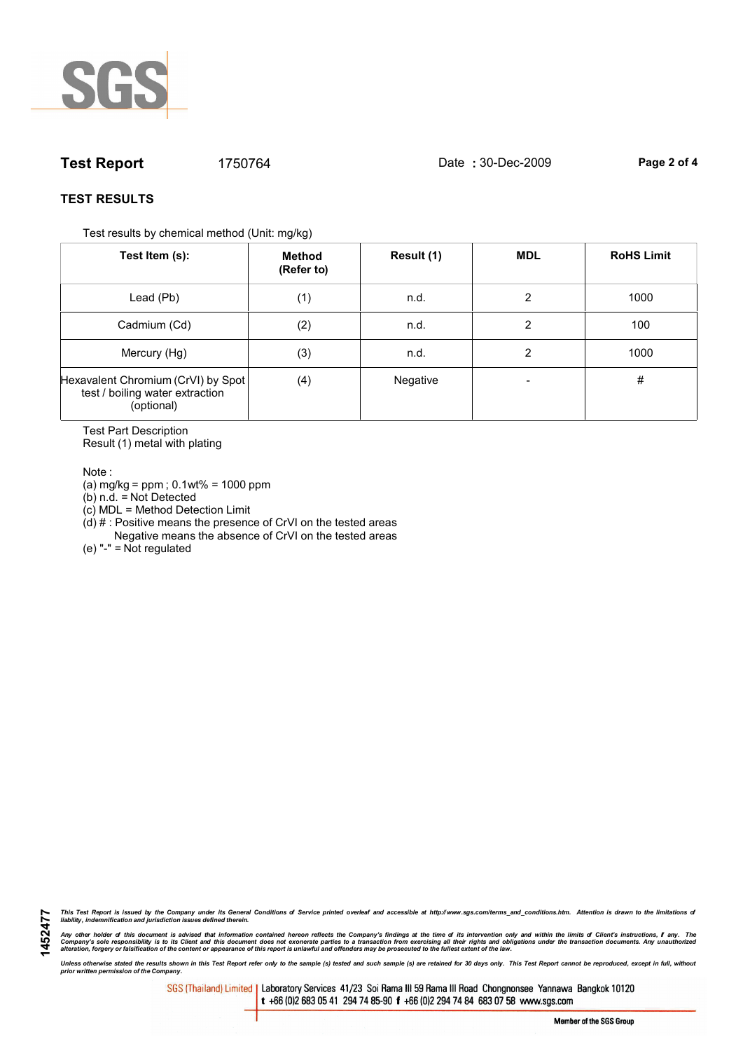**Test Report** 1750764 Date : 30-Dec-2009

## TEST RESULTS

Test results by chemical method (Unit: mg/kg)

| Test Item (s): | Method (Refer to) | Result (1) | MDL | RoHS Limit |
|---|---|---|---|---|
| Lead (Pb) | (1) | n.d. | 2 | 1000 |
| Cadmium (Cd) | (2) | n.d. | 2 | 100 |
| Mercury (Hg) | (3) | n.d. | 2 | 1000 |
| Hexavalent Chromium (CrVI) by Spot test / boiling water extraction (optional) | (4) | Negative | - | # |

Test Part Description
Result (1) metal with plating

Note :
(a) mg/kg = ppm ; 0.1wt% = 1000 ppm
(b) n.d. = Not Detected
(c) MDL = Method Detection Limit
(d) # : Positive means the presence of CrVI on the tested areas
 Negative means the absence of CrVI on the tested areas
(e) "-" = Not regulated

*This Test Report is issued by the Company under its General Conditions of Service printed overleaf and accessible at http://www.sgs.com/terms_and_conditions.htm. Attention is drawn to the limitations of liability, indemnification and jurisdiction issues defined therein.*

*Any other holder of this document is advised that information contained hereon reflects the Company's findings at the time of its intervention only and within the limits of Client's instructions, if any. The Company's sole responsibility is to its Client and this document does not exonerate parties to a transaction from exercising all their rights and obligations under the transaction documents. Any unauthorized alteration, forgery or falsification of the content or appearance of this report is unlawful and offenders may be prosecuted to the fullest extent of the law.*

*Unless otherwise stated the results shown in this Test Report refer only to the sample (s) tested and such sample (s) are retained for 30 days only. This Test Report cannot be reproduced, except in full, without prior written permission of the Company.*

1452477

SGS (Thailand) Limited | Laboratory Services 41/23 Soi Rama III 59 Rama III Road Chongnonsee Yannawa Bangkok 10120
t +66 (0)2 683 05 41 294 74 85-90 f +66 (0)2 294 74 84 683 07 58 www.sgs.com

Member of the SGS Group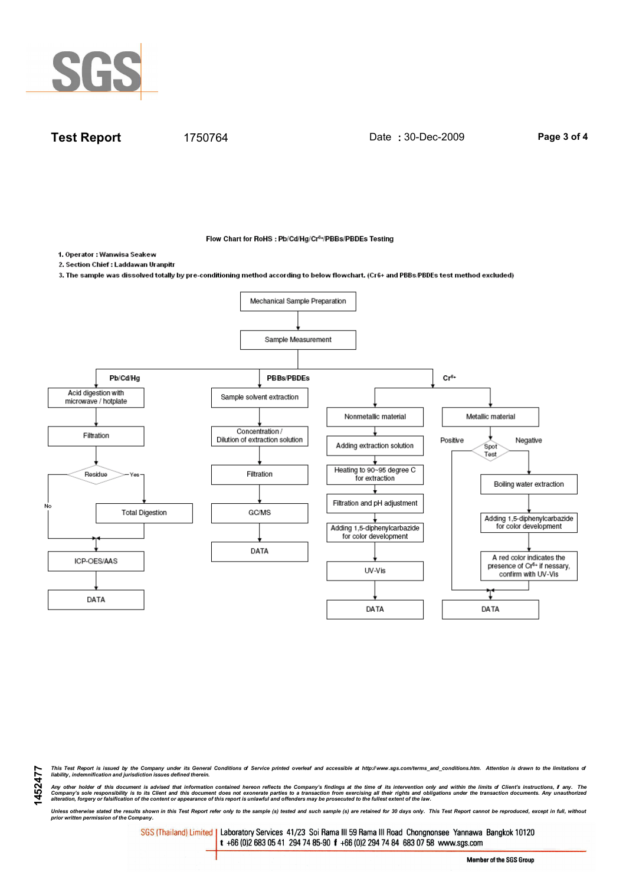**Test Report** 1750764 Date : 30-Dec-2009

**Flow Chart for RoHS : Pb/Cd/Hg/$Cr^{6+}$/PBBs/PBDEs Testing**

1. Operator : Wanwisa Seakew
2. Section Chief : Laddawan Uranpitr
3. The sample was dissolved totally by pre-conditioning method according to below flowchart. (Cr6+ and PBBs/PBDEs test method excluded)

Mechanical Sample Preparation → Sample Measurement

**Pb/Cd/Hg**

- Acid digestion with microwave / hotplate
- Filtration
- Residue? — Yes → Total Digestion; No →
- ICP-OES/AAS
- DATA

**PBBs/PBDEs**

- Sample solvent extraction
- Concentration / Dilution of extraction solution
- Filtration
- GC/MS
- DATA

**$Cr^{6+}$**

Nonmetallic material:

- Adding extraction solution
- Heating to 90~95 degree C for extraction
- Filtration and pH adjustment
- Adding 1,5-diphenylcarbazide for color development
- UV-Vis
- DATA

Metallic material:

- Spot Test — Positive → DATA; Negative →
- Boiling water extraction
- Adding 1,5-diphenylcarbazide for color development
- A red color indicates the presence of $Cr^{6+}$ if nessary, confirm with UV-Vis
- DATA

1452477

*This Test Report is issued by the Company under its General Conditions of Service printed overleaf and accessible at http://www.sgs.com/terms_and_conditions.htm. Attention is drawn to the limitations of liability, indemnification and jurisdiction issues defined therein.*

*Any other holder of this document is advised that information contained hereon reflects the Company's findings at the time of its intervention only and within the limits of Client's instructions, if any. The Company's sole responsibility is to its Client and this document does not exonerate parties to a transaction from exercising all their rights and obligations under the transaction documents. Any unauthorized alteration, forgery or falsification of the content or appearance of this report is unlawful and offenders may be prosecuted to the fullest extent of the law.*

*Unless otherwise stated the results shown in this Test Report refer only to the sample (s) tested and such sample (s) are retained for 30 days only. This Test Report cannot be reproduced, except in full, without prior written permission of the Company.*

SGS (Thailand) Limited | Laboratory Services 41/23 Soi Rama III 59 Rama III Road Chongnonsee Yannawa Bangkok 10120
t +66 (0)2 683 05 41 294 74 85-90 f +66 (0)2 294 74 84 683 07 58 www.sgs.com

Member of the SGS Group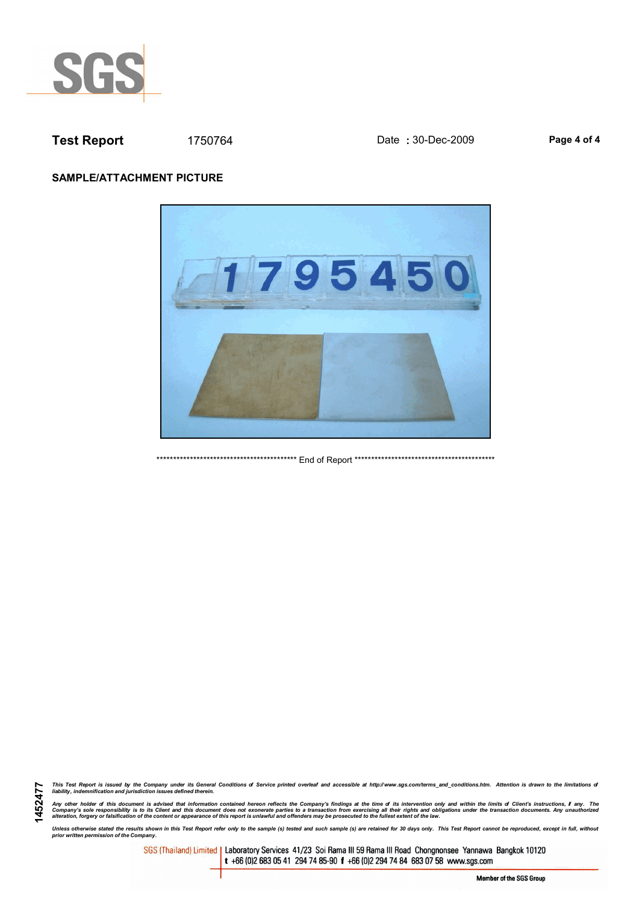**Test Report** 1750764 Date : 30-Dec-2009

## SAMPLE/ATTACHMENT PICTURE

******************************************** End of Report ********************************************

*This Test Report is issued by the Company under its General Conditions of Service printed overleaf and accessible at http://www.sgs.com/terms_and_conditions.htm. Attention is drawn to the limitations of liability, indemnification and jurisdiction issues defined therein.*

*Any other holder of this document is advised that information contained hereon reflects the Company's findings at the time of its intervention only and within the limits of Client's instructions, if any. The Company's sole responsibility is to its Client and this document does not exonerate parties to a transaction from exercising all their rights and obligations under the transaction documents. Any unauthorized alteration, forgery or falsification of the content or appearance of this report is unlawful and offenders may be prosecuted to the fullest extent of the law.*

*Unless otherwise stated the results shown in this Test Report refer only to the sample (s) tested and such sample (s) are retained for 30 days only. This Test Report cannot be reproduced, except in full, without prior written permission of the Company.*

SGS (Thailand) Limited | Laboratory Services 41/23 Soi Rama III 59 Rama III Road Chongnonsee Yannawa Bangkok 10120
t +66 (0)2 683 05 41 294 74 85-90 f +66 (0)2 294 74 84 683 07 58 www.sgs.com

Member of the SGS Group

1452477